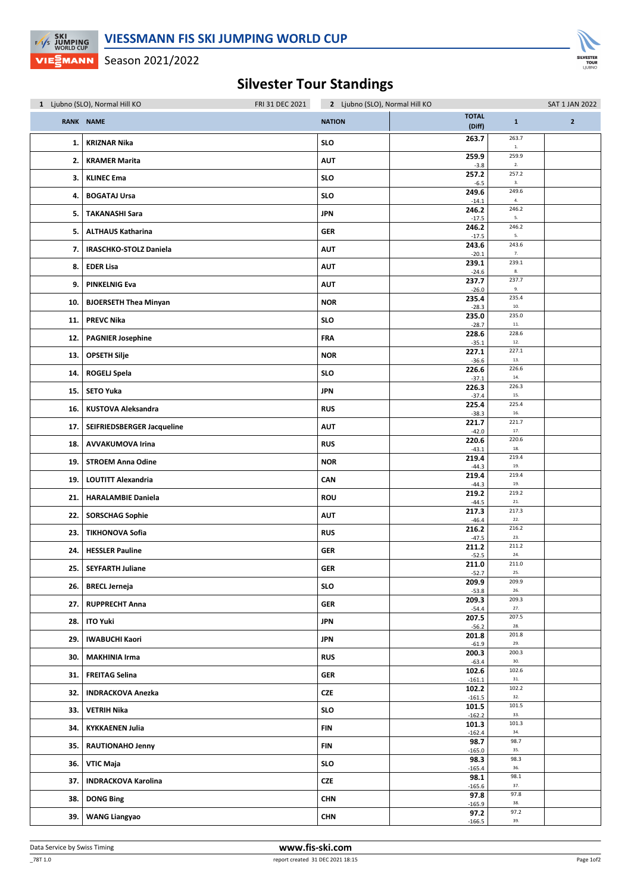# VIESSMANN FIS SKI JUMPING WORLD CUP

Season 2021/2022

## Silvester Tour Standings

| 1 Ljubno (SLO), Normal Hill KO | FRI 31 DEC 2021 | 2 Ljubno (SLO), Normal Hill KO | | SAT 1 JAN 2022 | |
|---|---|---|---|---|---|
| **RANK** | **NAME** | **NATION** | **TOTAL (Diff)** | **1** | **2** |
| 1. | **KRIZNAR Nika** | **SLO** | **263.7** | 263.7 1. | |
| 2. | **KRAMER Marita** | **AUT** | **259.9** -3.8 | 259.9 2. | |
| 3. | **KLINEC Ema** | **SLO** | **257.2** -6.5 | 257.2 3. | |
| 4. | **BOGATAJ Ursa** | **SLO** | **249.6** -14.1 | 249.6 4. | |
| 5. | **TAKANASHI Sara** | **JPN** | **246.2** -17.5 | 246.2 5. | |
| 5. | **ALTHAUS Katharina** | **GER** | **246.2** -17.5 | 246.2 5. | |
| 7. | **IRASCHKO-STOLZ Daniela** | **AUT** | **243.6** -20.1 | 243.6 7. | |
| 8. | **EDER Lisa** | **AUT** | **239.1** -24.6 | 239.1 8. | |
| 9. | **PINKELNIG Eva** | **AUT** | **237.7** -26.0 | 237.7 9. | |
| 10. | **BJOERSETH Thea Minyan** | **NOR** | **235.4** -28.3 | 235.4 10. | |
| 11. | **PREVC Nika** | **SLO** | **235.0** -28.7 | 235.0 11. | |
| 12. | **PAGNIER Josephine** | **FRA** | **228.6** -35.1 | 228.6 12. | |
| 13. | **OPSETH Silje** | **NOR** | **227.1** -36.6 | 227.1 13. | |
| 14. | **ROGELJ Spela** | **SLO** | **226.6** -37.1 | 226.6 14. | |
| 15. | **SETO Yuka** | **JPN** | **226.3** -37.4 | 226.3 15. | |
| 16. | **KUSTOVA Aleksandra** | **RUS** | **225.4** -38.3 | 225.4 16. | |
| 17. | **SEIFRIEDSBERGER Jacqueline** | **AUT** | **221.7** -42.0 | 221.7 17. | |
| 18. | **AVVAKUMOVA Irina** | **RUS** | **220.6** -43.1 | 220.6 18. | |
| 19. | **STROEM Anna Odine** | **NOR** | **219.4** -44.3 | 219.4 19. | |
| 19. | **LOUTITT Alexandria** | **CAN** | **219.4** -44.3 | 219.4 19. | |
| 21. | **HARALAMBIE Daniela** | **ROU** | **219.2** -44.5 | 219.2 21. | |
| 22. | **SORSCHAG Sophie** | **AUT** | **217.3** -46.4 | 217.3 22. | |
| 23. | **TIKHONOVA Sofia** | **RUS** | **216.2** -47.5 | 216.2 23. | |
| 24. | **HESSLER Pauline** | **GER** | **211.2** -52.5 | 211.2 24. | |
| 25. | **SEYFARTH Juliane** | **GER** | **211.0** -52.7 | 211.0 25. | |
| 26. | **BRECL Jerneja** | **SLO** | **209.9** -53.8 | 209.9 26. | |
| 27. | **RUPPRECHT Anna** | **GER** | **209.3** -54.4 | 209.3 27. | |
| 28. | **ITO Yuki** | **JPN** | **207.5** -56.2 | 207.5 28. | |
| 29. | **IWABUCHI Kaori** | **JPN** | **201.8** -61.9 | 201.8 29. | |
| 30. | **MAKHINIA Irma** | **RUS** | **200.3** -63.4 | 200.3 30. | |
| 31. | **FREITAG Selina** | **GER** | **102.6** -161.1 | 102.6 31. | |
| 32. | **INDRACKOVA Anezka** | **CZE** | **102.2** -161.5 | 102.2 32. | |
| 33. | **VETRIH Nika** | **SLO** | **101.5** -162.2 | 101.5 33. | |
| 34. | **KYKKAENEN Julia** | **FIN** | **101.3** -162.4 | 101.3 34. | |
| 35. | **RAUTIONAHO Jenny** | **FIN** | **98.7** -165.0 | 98.7 35. | |
| 36. | **VTIC Maja** | **SLO** | **98.3** -165.4 | 98.3 36. | |
| 37. | **INDRACKOVA Karolina** | **CZE** | **98.1** -165.6 | 98.1 37. | |
| 38. | **DONG Bing** | **CHN** | **97.8** -165.9 | 97.8 38. | |
| 39. | **WANG Liangyao** | **CHN** | **97.2** -166.5 | 97.2 39. | |

Data Service by Swiss Timing

**www.fis-ski.com**

_78T 1.0 report created 31 DEC 2021 18:15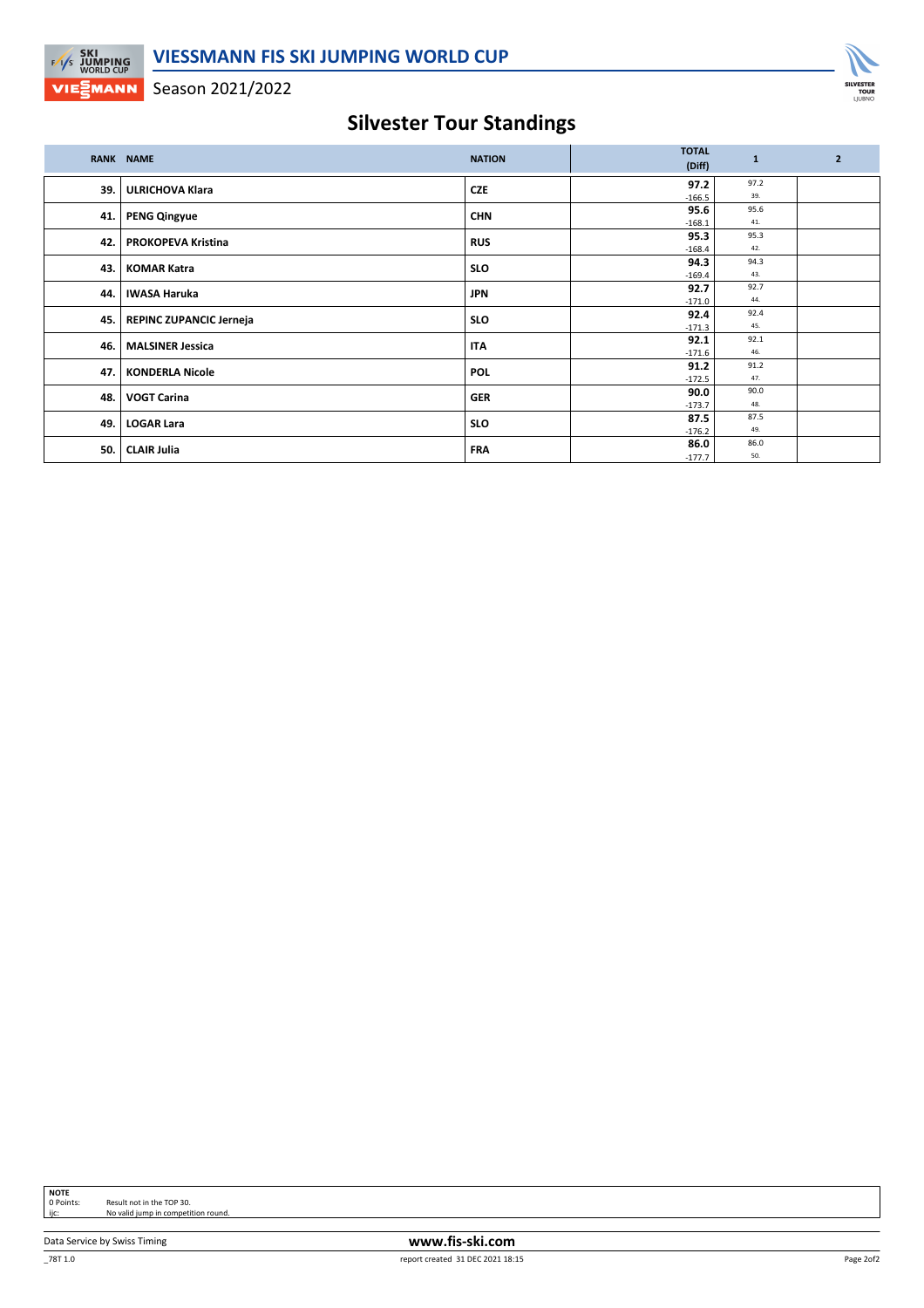# Silvester Tour Standings

| RANK | NAME | NATION | TOTAL (Diff) | 1 | 2 |
|---|---|---|---|---|---|
| 39. | ULRICHOVA Klara | CZE | 97.2 -166.5 | 97.2 39. | |
| 41. | PENG Qingyue | CHN | 95.6 -168.1 | 95.6 41. | |
| 42. | PROKOPEVA Kristina | RUS | 95.3 -168.4 | 95.3 42. | |
| 43. | KOMAR Katra | SLO | 94.3 -169.4 | 94.3 43. | |
| 44. | IWASA Haruka | JPN | 92.7 -171.0 | 92.7 44. | |
| 45. | REPINC ZUPANCIC Jerneja | SLO | 92.4 -171.3 | 92.4 45. | |
| 46. | MALSINER Jessica | ITA | 92.1 -171.6 | 92.1 46. | |
| 47. | KONDERLA Nicole | POL | 91.2 -172.5 | 91.2 47. | |
| 48. | VOGT Carina | GER | 90.0 -173.7 | 90.0 48. | |
| 49. | LOGAR Lara | SLO | 87.5 -176.2 | 87.5 49. | |
| 50. | CLAIR Julia | FRA | 86.0 -177.7 | 86.0 50. | |

**NOTE**
0 Points: Result not in the TOP 30.
ijc: No valid jump in competition round.

Data Service by Swiss Timing

www.fis-ski.com

_78T 1.0

report created 31 DEC 2021 18:15